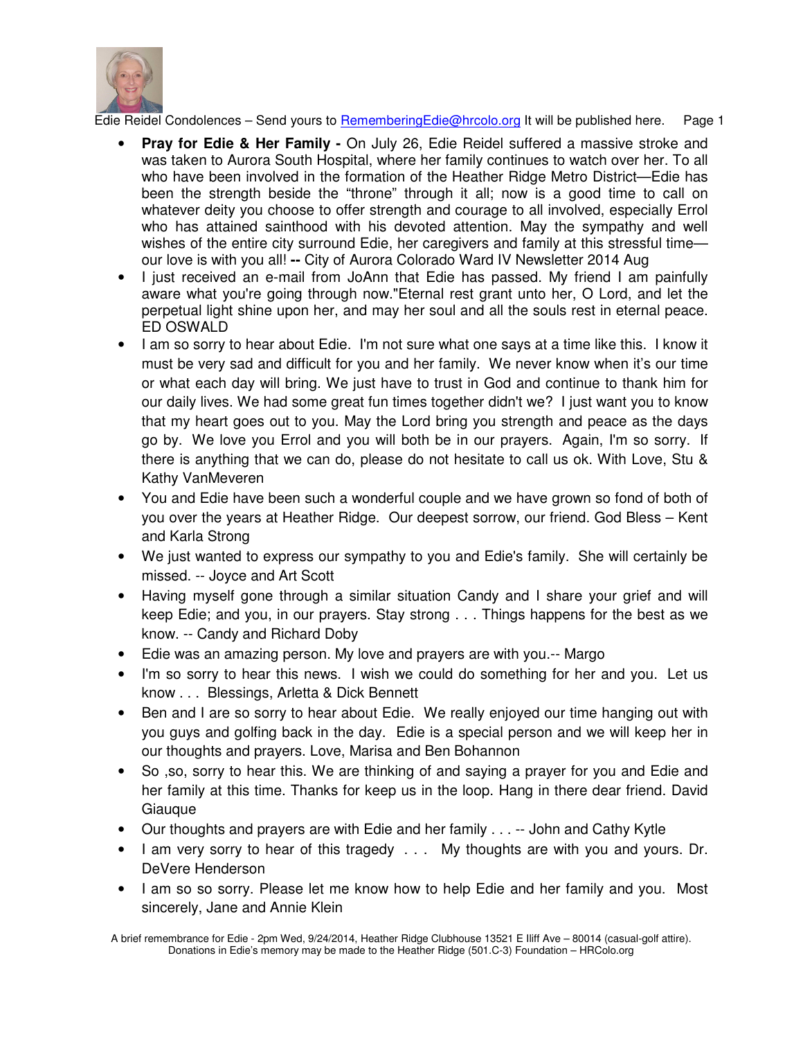Edie Reidel Condolences – Send yours to RememberingEdie@hrcolo.org It will be published here.

- **Pray for Edie & Her Family -** On July 26, Edie Reidel suffered a massive stroke and was taken to Aurora South Hospital, where her family continues to watch over her. To all who have been involved in the formation of the Heather Ridge Metro District—Edie has been the strength beside the "throne" through it all; now is a good time to call on whatever deity you choose to offer strength and courage to all involved, especially Errol who has attained sainthood with his devoted attention. May the sympathy and well wishes of the entire city surround Edie, her caregivers and family at this stressful time—our love is with you all! **--** City of Aurora Colorado Ward IV Newsletter 2014 Aug
- I just received an e-mail from JoAnn that Edie has passed. My friend I am painfully aware what you're going through now."Eternal rest grant unto her, O Lord, and let the perpetual light shine upon her, and may her soul and all the souls rest in eternal peace. ED OSWALD
- I am so sorry to hear about Edie. I'm not sure what one says at a time like this. I know it must be very sad and difficult for you and her family. We never know when it's our time or what each day will bring. We just have to trust in God and continue to thank him for our daily lives. We had some great fun times together didn't we? I just want you to know that my heart goes out to you. May the Lord bring you strength and peace as the days go by. We love you Errol and you will both be in our prayers. Again, I'm so sorry. If there is anything that we can do, please do not hesitate to call us ok. With Love, Stu & Kathy VanMeveren
- You and Edie have been such a wonderful couple and we have grown so fond of both of you over the years at Heather Ridge. Our deepest sorrow, our friend. God Bless – Kent and Karla Strong
- We just wanted to express our sympathy to you and Edie's family. She will certainly be missed. -- Joyce and Art Scott
- Having myself gone through a similar situation Candy and I share your grief and will keep Edie; and you, in our prayers. Stay strong . . . Things happens for the best as we know. -- Candy and Richard Doby
- Edie was an amazing person. My love and prayers are with you.-- Margo
- I'm so sorry to hear this news. I wish we could do something for her and you. Let us know . . . Blessings, Arletta & Dick Bennett
- Ben and I are so sorry to hear about Edie. We really enjoyed our time hanging out with you guys and golfing back in the day. Edie is a special person and we will keep her in our thoughts and prayers. Love, Marisa and Ben Bohannon
- So ,so, sorry to hear this. We are thinking of and saying a prayer for you and Edie and her family at this time. Thanks for keep us in the loop. Hang in there dear friend. David Giauque
- Our thoughts and prayers are with Edie and her family . . . -- John and Cathy Kytle
- I am very sorry to hear of this tragedy . . . My thoughts are with you and yours. Dr. DeVere Henderson
- I am so so sorry. Please let me know how to help Edie and her family and you. Most sincerely, Jane and Annie Klein

A brief remembrance for Edie - 2pm Wed, 9/24/2014, Heather Ridge Clubhouse 13521 E Iliff Ave – 80014 (casual-golf attire).
Donations in Edie's memory may be made to the Heather Ridge (501.C-3) Foundation – HRColo.org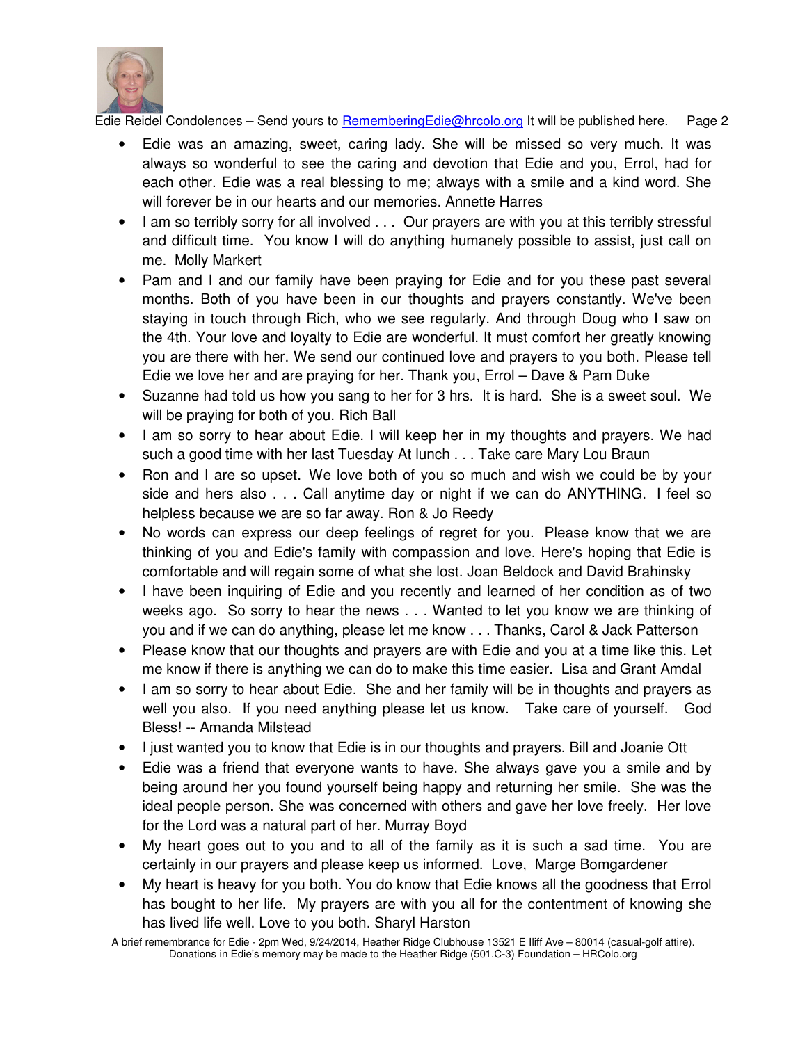- Edie was an amazing, sweet, caring lady. She will be missed so very much. It was always so wonderful to see the caring and devotion that Edie and you, Errol, had for each other. Edie was a real blessing to me; always with a smile and a kind word. She will forever be in our hearts and our memories. Annette Harres
- I am so terribly sorry for all involved . . . Our prayers are with you at this terribly stressful and difficult time. You know I will do anything humanely possible to assist, just call on me. Molly Markert
- Pam and I and our family have been praying for Edie and for you these past several months. Both of you have been in our thoughts and prayers constantly. We've been staying in touch through Rich, who we see regularly. And through Doug who I saw on the 4th. Your love and loyalty to Edie are wonderful. It must comfort her greatly knowing you are there with her. We send our continued love and prayers to you both. Please tell Edie we love her and are praying for her. Thank you, Errol – Dave & Pam Duke
- Suzanne had told us how you sang to her for 3 hrs. It is hard. She is a sweet soul. We will be praying for both of you. Rich Ball
- I am so sorry to hear about Edie. I will keep her in my thoughts and prayers. We had such a good time with her last Tuesday At lunch . . . Take care Mary Lou Braun
- Ron and I are so upset. We love both of you so much and wish we could be by your side and hers also . . . Call anytime day or night if we can do ANYTHING. I feel so helpless because we are so far away. Ron & Jo Reedy
- No words can express our deep feelings of regret for you. Please know that we are thinking of you and Edie's family with compassion and love. Here's hoping that Edie is comfortable and will regain some of what she lost. Joan Beldock and David Brahinsky
- I have been inquiring of Edie and you recently and learned of her condition as of two weeks ago. So sorry to hear the news . . . Wanted to let you know we are thinking of you and if we can do anything, please let me know . . . Thanks, Carol & Jack Patterson
- Please know that our thoughts and prayers are with Edie and you at a time like this. Let me know if there is anything we can do to make this time easier. Lisa and Grant Amdal
- I am so sorry to hear about Edie. She and her family will be in thoughts and prayers as well you also. If you need anything please let us know. Take care of yourself. God Bless! -- Amanda Milstead
- I just wanted you to know that Edie is in our thoughts and prayers. Bill and Joanie Ott
- Edie was a friend that everyone wants to have. She always gave you a smile and by being around her you found yourself being happy and returning her smile. She was the ideal people person. She was concerned with others and gave her love freely. Her love for the Lord was a natural part of her. Murray Boyd
- My heart goes out to you and to all of the family as it is such a sad time. You are certainly in our prayers and please keep us informed. Love, Marge Bomgardener
- My heart is heavy for you both. You do know that Edie knows all the goodness that Errol has bought to her life. My prayers are with you all for the contentment of knowing she has lived life well. Love to you both. Sharyl Harston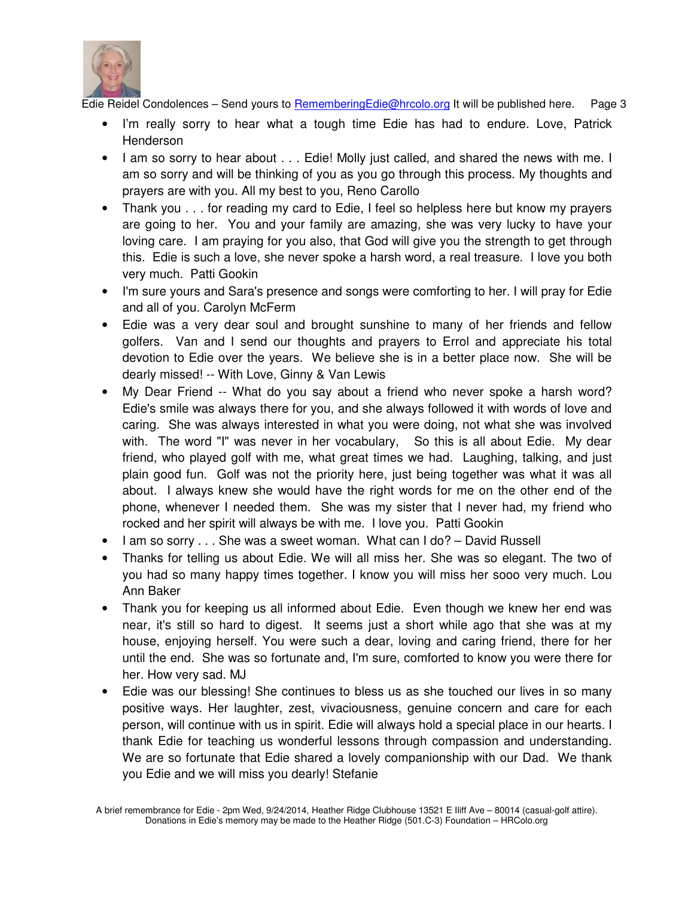- I'm really sorry to hear what a tough time Edie has had to endure. Love, Patrick Henderson
- I am so sorry to hear about . . . Edie! Molly just called, and shared the news with me. I am so sorry and will be thinking of you as you go through this process. My thoughts and prayers are with you. All my best to you, Reno Carollo
- Thank you . . . for reading my card to Edie, I feel so helpless here but know my prayers are going to her. You and your family are amazing, she was very lucky to have your loving care. I am praying for you also, that God will give you the strength to get through this. Edie is such a love, she never spoke a harsh word, a real treasure. I love you both very much. Patti Gookin
- I'm sure yours and Sara's presence and songs were comforting to her. I will pray for Edie and all of you. Carolyn McFerm
- Edie was a very dear soul and brought sunshine to many of her friends and fellow golfers. Van and I send our thoughts and prayers to Errol and appreciate his total devotion to Edie over the years. We believe she is in a better place now. She will be dearly missed! -- With Love, Ginny & Van Lewis
- My Dear Friend -- What do you say about a friend who never spoke a harsh word? Edie's smile was always there for you, and she always followed it with words of love and caring. She was always interested in what you were doing, not what she was involved with. The word "I" was never in her vocabulary, So this is all about Edie. My dear friend, who played golf with me, what great times we had. Laughing, talking, and just plain good fun. Golf was not the priority here, just being together was what it was all about. I always knew she would have the right words for me on the other end of the phone, whenever I needed them. She was my sister that I never had, my friend who rocked and her spirit will always be with me. I love you. Patti Gookin
- I am so sorry . . . She was a sweet woman. What can I do? – David Russell
- Thanks for telling us about Edie. We will all miss her. She was so elegant. The two of you had so many happy times together. I know you will miss her sooo very much. Lou Ann Baker
- Thank you for keeping us all informed about Edie. Even though we knew her end was near, it's still so hard to digest. It seems just a short while ago that she was at my house, enjoying herself. You were such a dear, loving and caring friend, there for her until the end. She was so fortunate and, I'm sure, comforted to know you were there for her. How very sad. MJ
- Edie was our blessing! She continues to bless us as she touched our lives in so many positive ways. Her laughter, zest, vivaciousness, genuine concern and care for each person, will continue with us in spirit. Edie will always hold a special place in our hearts. I thank Edie for teaching us wonderful lessons through compassion and understanding. We are so fortunate that Edie shared a lovely companionship with our Dad. We thank you Edie and we will miss you dearly! Stefanie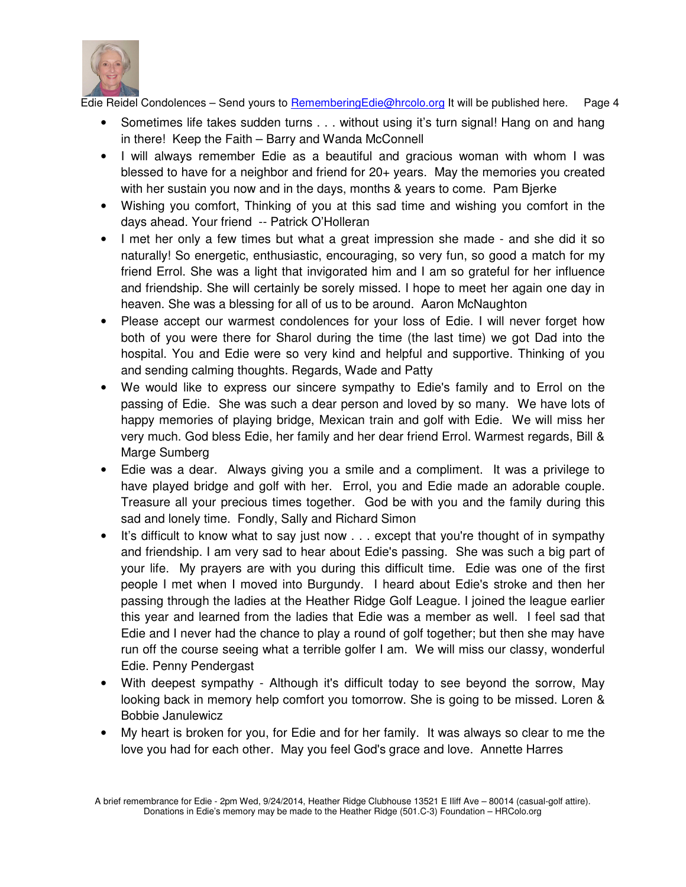- Sometimes life takes sudden turns . . . without using it's turn signal! Hang on and hang in there! Keep the Faith – Barry and Wanda McConnell
- I will always remember Edie as a beautiful and gracious woman with whom I was blessed to have for a neighbor and friend for 20+ years. May the memories you created with her sustain you now and in the days, months & years to come. Pam Bjerke
- Wishing you comfort, Thinking of you at this sad time and wishing you comfort in the days ahead. Your friend -- Patrick O'Holleran
- I met her only a few times but what a great impression she made - and she did it so naturally! So energetic, enthusiastic, encouraging, so very fun, so good a match for my friend Errol. She was a light that invigorated him and I am so grateful for her influence and friendship. She will certainly be sorely missed. I hope to meet her again one day in heaven. She was a blessing for all of us to be around. Aaron McNaughton
- Please accept our warmest condolences for your loss of Edie. I will never forget how both of you were there for Sharol during the time (the last time) we got Dad into the hospital. You and Edie were so very kind and helpful and supportive. Thinking of you and sending calming thoughts. Regards, Wade and Patty
- We would like to express our sincere sympathy to Edie's family and to Errol on the passing of Edie. She was such a dear person and loved by so many. We have lots of happy memories of playing bridge, Mexican train and golf with Edie. We will miss her very much. God bless Edie, her family and her dear friend Errol. Warmest regards, Bill & Marge Sumberg
- Edie was a dear. Always giving you a smile and a compliment. It was a privilege to have played bridge and golf with her. Errol, you and Edie made an adorable couple. Treasure all your precious times together. God be with you and the family during this sad and lonely time. Fondly, Sally and Richard Simon
- It's difficult to know what to say just now . . . except that you're thought of in sympathy and friendship. I am very sad to hear about Edie's passing. She was such a big part of your life. My prayers are with you during this difficult time. Edie was one of the first people I met when I moved into Burgundy. I heard about Edie's stroke and then her passing through the ladies at the Heather Ridge Golf League. I joined the league earlier this year and learned from the ladies that Edie was a member as well. I feel sad that Edie and I never had the chance to play a round of golf together; but then she may have run off the course seeing what a terrible golfer I am. We will miss our classy, wonderful Edie. Penny Pendergast
- With deepest sympathy - Although it's difficult today to see beyond the sorrow, May looking back in memory help comfort you tomorrow. She is going to be missed. Loren & Bobbie Janulewicz
- My heart is broken for you, for Edie and for her family. It was always so clear to me the love you had for each other. May you feel God's grace and love. Annette Harres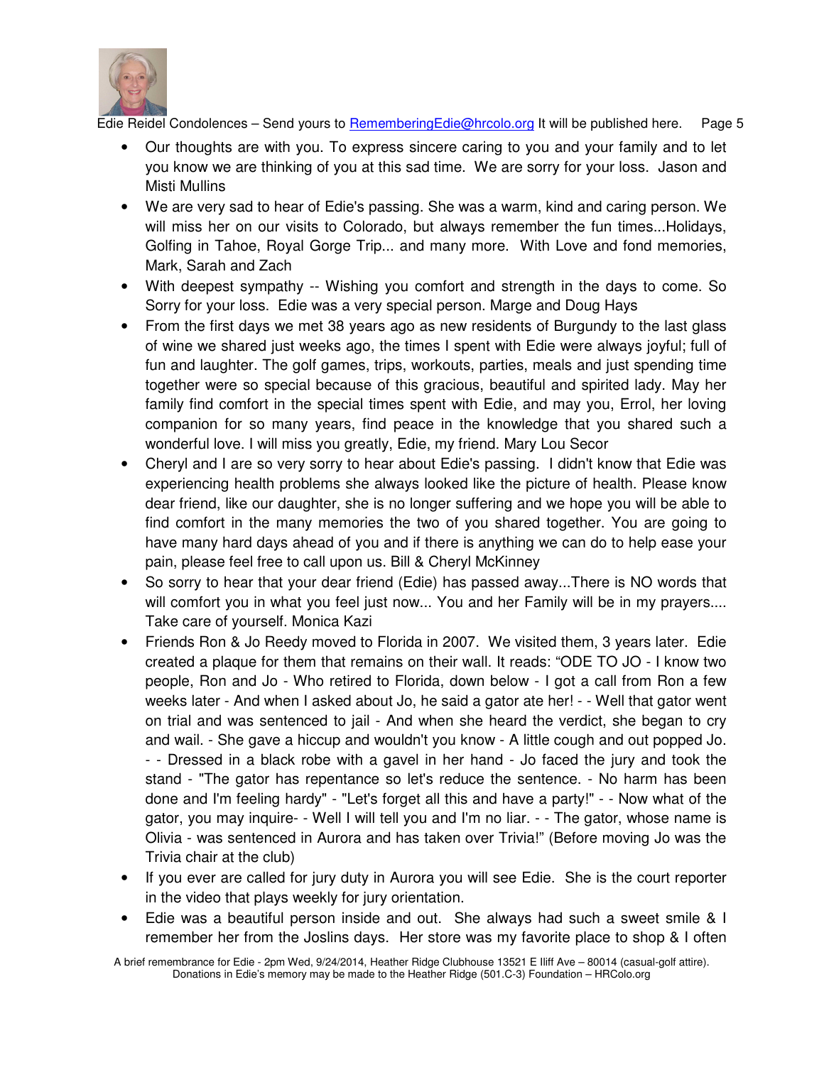- Our thoughts are with you. To express sincere caring to you and your family and to let you know we are thinking of you at this sad time. We are sorry for your loss. Jason and Misti Mullins
- We are very sad to hear of Edie's passing. She was a warm, kind and caring person. We will miss her on our visits to Colorado, but always remember the fun times...Holidays, Golfing in Tahoe, Royal Gorge Trip... and many more. With Love and fond memories, Mark, Sarah and Zach
- With deepest sympathy -- Wishing you comfort and strength in the days to come. So Sorry for your loss. Edie was a very special person. Marge and Doug Hays
- From the first days we met 38 years ago as new residents of Burgundy to the last glass of wine we shared just weeks ago, the times I spent with Edie were always joyful; full of fun and laughter. The golf games, trips, workouts, parties, meals and just spending time together were so special because of this gracious, beautiful and spirited lady. May her family find comfort in the special times spent with Edie, and may you, Errol, her loving companion for so many years, find peace in the knowledge that you shared such a wonderful love. I will miss you greatly, Edie, my friend. Mary Lou Secor
- Cheryl and I are so very sorry to hear about Edie's passing. I didn't know that Edie was experiencing health problems she always looked like the picture of health. Please know dear friend, like our daughter, she is no longer suffering and we hope you will be able to find comfort in the many memories the two of you shared together. You are going to have many hard days ahead of you and if there is anything we can do to help ease your pain, please feel free to call upon us. Bill & Cheryl McKinney
- So sorry to hear that your dear friend (Edie) has passed away...There is NO words that will comfort you in what you feel just now... You and her Family will be in my prayers.... Take care of yourself. Monica Kazi
- Friends Ron & Jo Reedy moved to Florida in 2007. We visited them, 3 years later. Edie created a plaque for them that remains on their wall. It reads: "ODE TO JO - I know two people, Ron and Jo - Who retired to Florida, down below - I got a call from Ron a few weeks later - And when I asked about Jo, he said a gator ate her! - - Well that gator went on trial and was sentenced to jail - And when she heard the verdict, she began to cry and wail. - She gave a hiccup and wouldn't you know - A little cough and out popped Jo. - - Dressed in a black robe with a gavel in her hand - Jo faced the jury and took the stand - "The gator has repentance so let's reduce the sentence. - No harm has been done and I'm feeling hardy" - "Let's forget all this and have a party!" - - Now what of the gator, you may inquire- - Well I will tell you and I'm no liar. - - The gator, whose name is Olivia - was sentenced in Aurora and has taken over Trivia!" (Before moving Jo was the Trivia chair at the club)
- If you ever are called for jury duty in Aurora you will see Edie. She is the court reporter in the video that plays weekly for jury orientation.
- Edie was a beautiful person inside and out. She always had such a sweet smile & I remember her from the Joslins days. Her store was my favorite place to shop & I often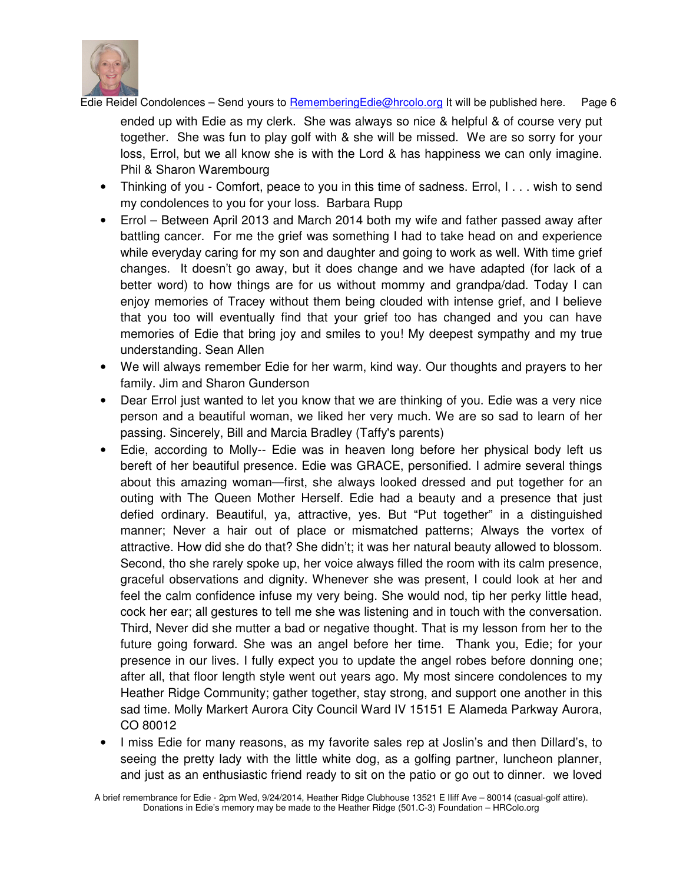ended up with Edie as my clerk. She was always so nice & helpful & of course very put together. She was fun to play golf with & she will be missed. We are so sorry for your loss, Errol, but we all know she is with the Lord & has happiness we can only imagine. Phil & Sharon Warembourg

- Thinking of you - Comfort, peace to you in this time of sadness. Errol, I . . . wish to send my condolences to you for your loss. Barbara Rupp
- Errol – Between April 2013 and March 2014 both my wife and father passed away after battling cancer. For me the grief was something I had to take head on and experience while everyday caring for my son and daughter and going to work as well. With time grief changes. It doesn't go away, but it does change and we have adapted (for lack of a better word) to how things are for us without mommy and grandpa/dad. Today I can enjoy memories of Tracey without them being clouded with intense grief, and I believe that you too will eventually find that your grief too has changed and you can have memories of Edie that bring joy and smiles to you! My deepest sympathy and my true understanding. Sean Allen
- We will always remember Edie for her warm, kind way. Our thoughts and prayers to her family. Jim and Sharon Gunderson
- Dear Errol just wanted to let you know that we are thinking of you. Edie was a very nice person and a beautiful woman, we liked her very much. We are so sad to learn of her passing. Sincerely, Bill and Marcia Bradley (Taffy's parents)
- Edie, according to Molly-- Edie was in heaven long before her physical body left us bereft of her beautiful presence. Edie was GRACE, personified. I admire several things about this amazing woman—first, she always looked dressed and put together for an outing with The Queen Mother Herself. Edie had a beauty and a presence that just defied ordinary. Beautiful, ya, attractive, yes. But "Put together" in a distinguished manner; Never a hair out of place or mismatched patterns; Always the vortex of attractive. How did she do that? She didn't; it was her natural beauty allowed to blossom. Second, tho she rarely spoke up, her voice always filled the room with its calm presence, graceful observations and dignity. Whenever she was present, I could look at her and feel the calm confidence infuse my very being. She would nod, tip her perky little head, cock her ear; all gestures to tell me she was listening and in touch with the conversation. Third, Never did she mutter a bad or negative thought. That is my lesson from her to the future going forward. She was an angel before her time. Thank you, Edie; for your presence in our lives. I fully expect you to update the angel robes before donning one; after all, that floor length style went out years ago. My most sincere condolences to my Heather Ridge Community; gather together, stay strong, and support one another in this sad time. Molly Markert Aurora City Council Ward IV 15151 E Alameda Parkway Aurora, CO 80012
- I miss Edie for many reasons, as my favorite sales rep at Joslin's and then Dillard's, to seeing the pretty lady with the little white dog, as a golfing partner, luncheon planner, and just as an enthusiastic friend ready to sit on the patio or go out to dinner. we loved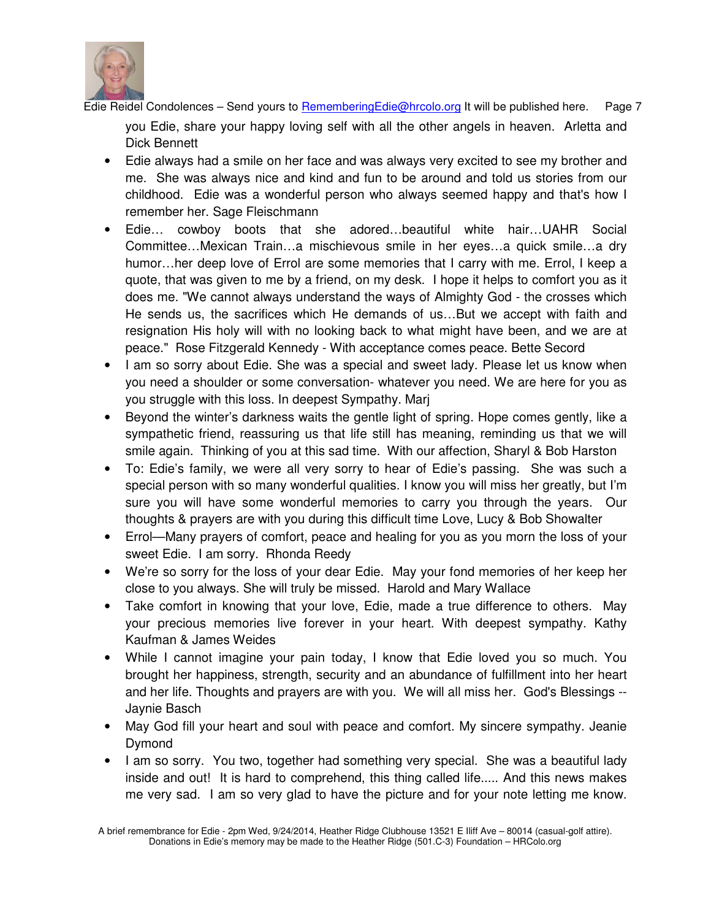you Edie, share your happy loving self with all the other angels in heaven. Arletta and Dick Bennett

- Edie always had a smile on her face and was always very excited to see my brother and me. She was always nice and kind and fun to be around and told us stories from our childhood. Edie was a wonderful person who always seemed happy and that's how I remember her. Sage Fleischmann
- Edie… cowboy boots that she adored…beautiful white hair…UAHR Social Committee…Mexican Train…a mischievous smile in her eyes…a quick smile…a dry humor…her deep love of Errol are some memories that I carry with me. Errol, I keep a quote, that was given to me by a friend, on my desk. I hope it helps to comfort you as it does me. "We cannot always understand the ways of Almighty God - the crosses which He sends us, the sacrifices which He demands of us…But we accept with faith and resignation His holy will with no looking back to what might have been, and we are at peace." Rose Fitzgerald Kennedy - With acceptance comes peace. Bette Secord
- I am so sorry about Edie. She was a special and sweet lady. Please let us know when you need a shoulder or some conversation- whatever you need. We are here for you as you struggle with this loss. In deepest Sympathy. Marj
- Beyond the winter's darkness waits the gentle light of spring. Hope comes gently, like a sympathetic friend, reassuring us that life still has meaning, reminding us that we will smile again. Thinking of you at this sad time. With our affection, Sharyl & Bob Harston
- To: Edie's family, we were all very sorry to hear of Edie's passing. She was such a special person with so many wonderful qualities. I know you will miss her greatly, but I'm sure you will have some wonderful memories to carry you through the years. Our thoughts & prayers are with you during this difficult time Love, Lucy & Bob Showalter
- Errol—Many prayers of comfort, peace and healing for you as you morn the loss of your sweet Edie. I am sorry. Rhonda Reedy
- We're so sorry for the loss of your dear Edie. May your fond memories of her keep her close to you always. She will truly be missed. Harold and Mary Wallace
- Take comfort in knowing that your love, Edie, made a true difference to others. May your precious memories live forever in your heart. With deepest sympathy. Kathy Kaufman & James Weides
- While I cannot imagine your pain today, I know that Edie loved you so much. You brought her happiness, strength, security and an abundance of fulfillment into her heart and her life. Thoughts and prayers are with you. We will all miss her. God's Blessings -- Jaynie Basch
- May God fill your heart and soul with peace and comfort. My sincere sympathy. Jeanie Dymond
- I am so sorry. You two, together had something very special. She was a beautiful lady inside and out! It is hard to comprehend, this thing called life..... And this news makes me very sad. I am so very glad to have the picture and for your note letting me know.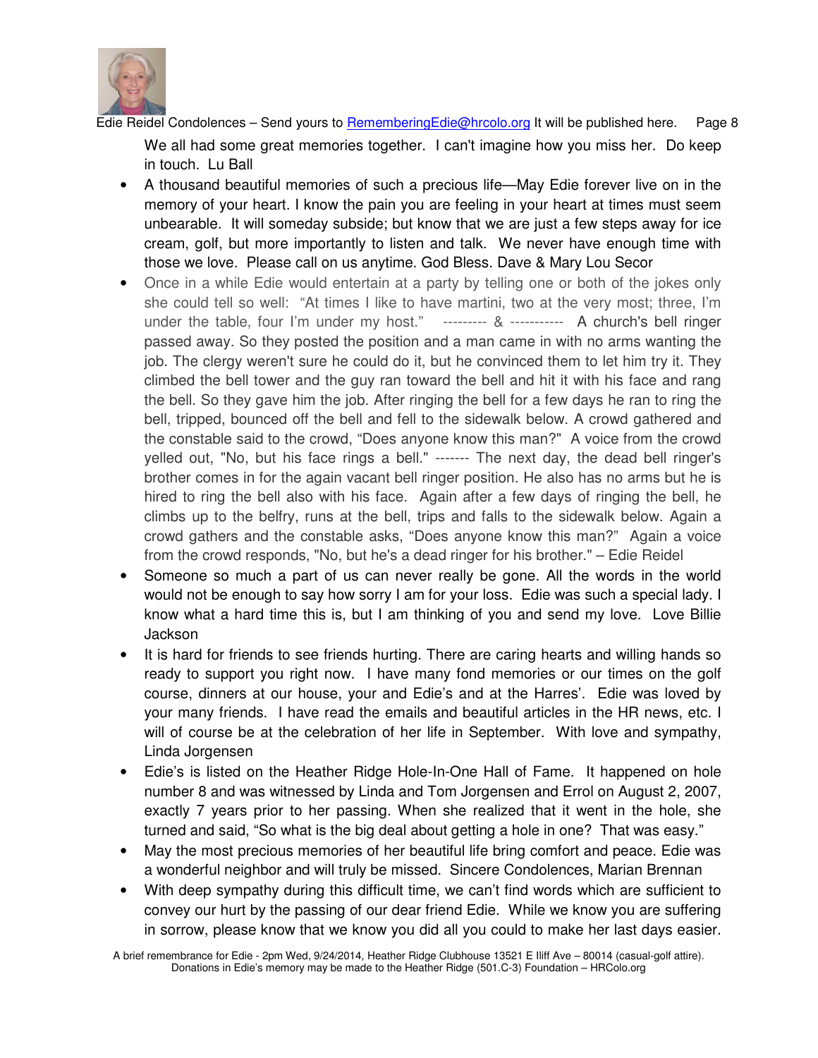We all had some great memories together. I can't imagine how you miss her. Do keep in touch. Lu Ball

- A thousand beautiful memories of such a precious life—May Edie forever live on in the memory of your heart. I know the pain you are feeling in your heart at times must seem unbearable. It will someday subside; but know that we are just a few steps away for ice cream, golf, but more importantly to listen and talk. We never have enough time with those we love. Please call on us anytime. God Bless. Dave & Mary Lou Secor
- Once in a while Edie would entertain at a party by telling one or both of the jokes only she could tell so well: "At times I like to have martini, two at the very most; three, I'm under the table, four I'm under my host." --------- & ----------- A church's bell ringer passed away. So they posted the position and a man came in with no arms wanting the job. The clergy weren't sure he could do it, but he convinced them to let him try it. They climbed the bell tower and the guy ran toward the bell and hit it with his face and rang the bell. So they gave him the job. After ringing the bell for a few days he ran to ring the bell, tripped, bounced off the bell and fell to the sidewalk below. A crowd gathered and the constable said to the crowd, "Does anyone know this man?" A voice from the crowd yelled out, "No, but his face rings a bell." ------- The next day, the dead bell ringer's brother comes in for the again vacant bell ringer position. He also has no arms but he is hired to ring the bell also with his face. Again after a few days of ringing the bell, he climbs up to the belfry, runs at the bell, trips and falls to the sidewalk below. Again a crowd gathers and the constable asks, "Does anyone know this man?" Again a voice from the crowd responds, "No, but he's a dead ringer for his brother." – Edie Reidel
- Someone so much a part of us can never really be gone. All the words in the world would not be enough to say how sorry I am for your loss. Edie was such a special lady. I know what a hard time this is, but I am thinking of you and send my love. Love Billie Jackson
- It is hard for friends to see friends hurting. There are caring hearts and willing hands so ready to support you right now. I have many fond memories or our times on the golf course, dinners at our house, your and Edie's and at the Harres'. Edie was loved by your many friends. I have read the emails and beautiful articles in the HR news, etc. I will of course be at the celebration of her life in September. With love and sympathy, Linda Jorgensen
- Edie's is listed on the Heather Ridge Hole-In-One Hall of Fame. It happened on hole number 8 and was witnessed by Linda and Tom Jorgensen and Errol on August 2, 2007, exactly 7 years prior to her passing. When she realized that it went in the hole, she turned and said, "So what is the big deal about getting a hole in one? That was easy."
- May the most precious memories of her beautiful life bring comfort and peace. Edie was a wonderful neighbor and will truly be missed. Sincere Condolences, Marian Brennan
- With deep sympathy during this difficult time, we can't find words which are sufficient to convey our hurt by the passing of our dear friend Edie. While we know you are suffering in sorrow, please know that we know you did all you could to make her last days easier.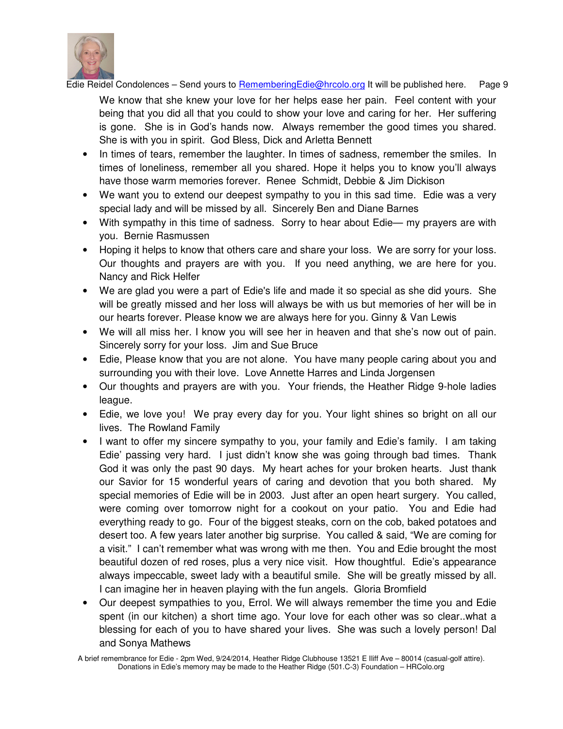We know that she knew your love for her helps ease her pain. Feel content with your being that you did all that you could to show your love and caring for her. Her suffering is gone. She is in God's hands now. Always remember the good times you shared. She is with you in spirit. God Bless, Dick and Arletta Bennett

- In times of tears, remember the laughter. In times of sadness, remember the smiles. In times of loneliness, remember all you shared. Hope it helps you to know you'll always have those warm memories forever. Renee Schmidt, Debbie & Jim Dickison
- We want you to extend our deepest sympathy to you in this sad time. Edie was a very special lady and will be missed by all. Sincerely Ben and Diane Barnes
- With sympathy in this time of sadness. Sorry to hear about Edie— my prayers are with you. Bernie Rasmussen
- Hoping it helps to know that others care and share your loss. We are sorry for your loss. Our thoughts and prayers are with you. If you need anything, we are here for you. Nancy and Rick Helfer
- We are glad you were a part of Edie's life and made it so special as she did yours. She will be greatly missed and her loss will always be with us but memories of her will be in our hearts forever. Please know we are always here for you. Ginny & Van Lewis
- We will all miss her. I know you will see her in heaven and that she's now out of pain. Sincerely sorry for your loss. Jim and Sue Bruce
- Edie, Please know that you are not alone. You have many people caring about you and surrounding you with their love. Love Annette Harres and Linda Jorgensen
- Our thoughts and prayers are with you. Your friends, the Heather Ridge 9-hole ladies league.
- Edie, we love you! We pray every day for you. Your light shines so bright on all our lives. The Rowland Family
- I want to offer my sincere sympathy to you, your family and Edie's family. I am taking Edie' passing very hard. I just didn't know she was going through bad times. Thank God it was only the past 90 days. My heart aches for your broken hearts. Just thank our Savior for 15 wonderful years of caring and devotion that you both shared. My special memories of Edie will be in 2003. Just after an open heart surgery. You called, were coming over tomorrow night for a cookout on your patio. You and Edie had everything ready to go. Four of the biggest steaks, corn on the cob, baked potatoes and desert too. A few years later another big surprise. You called & said, "We are coming for a visit." I can't remember what was wrong with me then. You and Edie brought the most beautiful dozen of red roses, plus a very nice visit. How thoughtful. Edie's appearance always impeccable, sweet lady with a beautiful smile. She will be greatly missed by all. I can imagine her in heaven playing with the fun angels. Gloria Bromfield
- Our deepest sympathies to you, Errol. We will always remember the time you and Edie spent (in our kitchen) a short time ago. Your love for each other was so clear..what a blessing for each of you to have shared your lives. She was such a lovely person! Dal and Sonya Mathews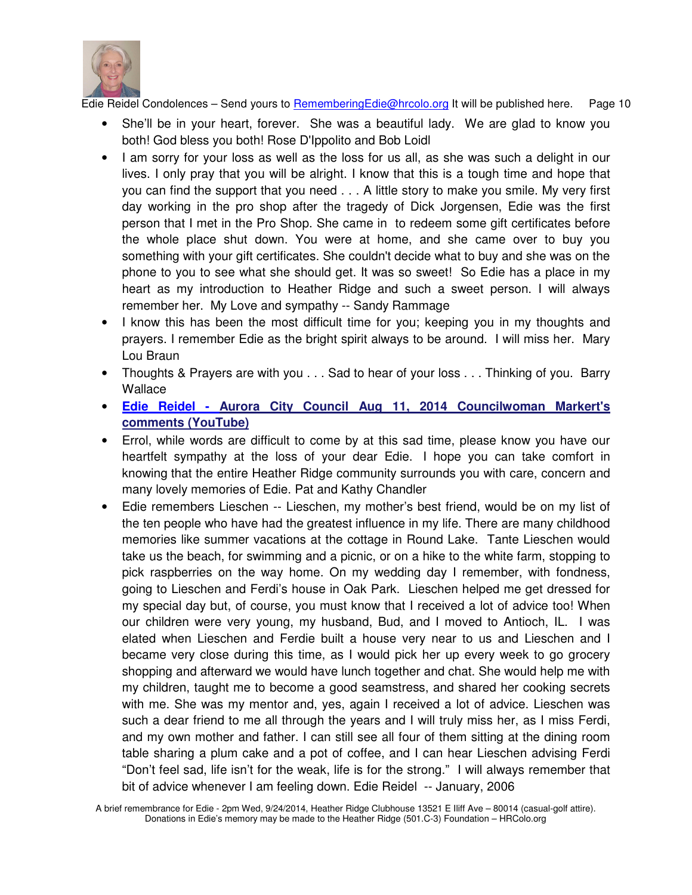- She'll be in your heart, forever. She was a beautiful lady. We are glad to know you both! God bless you both! Rose D'Ippolito and Bob Loidl
- I am sorry for your loss as well as the loss for us all, as she was such a delight in our lives. I only pray that you will be alright. I know that this is a tough time and hope that you can find the support that you need . . . A little story to make you smile. My very first day working in the pro shop after the tragedy of Dick Jorgensen, Edie was the first person that I met in the Pro Shop. She came in to redeem some gift certificates before the whole place shut down. You were at home, and she came over to buy you something with your gift certificates. She couldn't decide what to buy and she was on the phone to you to see what she should get. It was so sweet! So Edie has a place in my heart as my introduction to Heather Ridge and such a sweet person. I will always remember her. My Love and sympathy -- Sandy Rammage
- I know this has been the most difficult time for you; keeping you in my thoughts and prayers. I remember Edie as the bright spirit always to be around. I will miss her. Mary Lou Braun
- Thoughts & Prayers are with you . . . Sad to hear of your loss . . . Thinking of you. Barry Wallace
- **Edie Reidel - Aurora City Council Aug 11, 2014 Councilwoman Markert's comments (YouTube)**
- Errol, while words are difficult to come by at this sad time, please know you have our heartfelt sympathy at the loss of your dear Edie. I hope you can take comfort in knowing that the entire Heather Ridge community surrounds you with care, concern and many lovely memories of Edie. Pat and Kathy Chandler
- Edie remembers Lieschen -- Lieschen, my mother's best friend, would be on my list of the ten people who have had the greatest influence in my life. There are many childhood memories like summer vacations at the cottage in Round Lake. Tante Lieschen would take us the beach, for swimming and a picnic, or on a hike to the white farm, stopping to pick raspberries on the way home. On my wedding day I remember, with fondness, going to Lieschen and Ferdi's house in Oak Park. Lieschen helped me get dressed for my special day but, of course, you must know that I received a lot of advice too! When our children were very young, my husband, Bud, and I moved to Antioch, IL. I was elated when Lieschen and Ferdie built a house very near to us and Lieschen and I became very close during this time, as I would pick her up every week to go grocery shopping and afterward we would have lunch together and chat. She would help me with my children, taught me to become a good seamstress, and shared her cooking secrets with me. She was my mentor and, yes, again I received a lot of advice. Lieschen was such a dear friend to me all through the years and I will truly miss her, as I miss Ferdi, and my own mother and father. I can still see all four of them sitting at the dining room table sharing a plum cake and a pot of coffee, and I can hear Lieschen advising Ferdi "Don't feel sad, life isn't for the weak, life is for the strong." I will always remember that bit of advice whenever I am feeling down. Edie Reidel -- January, 2006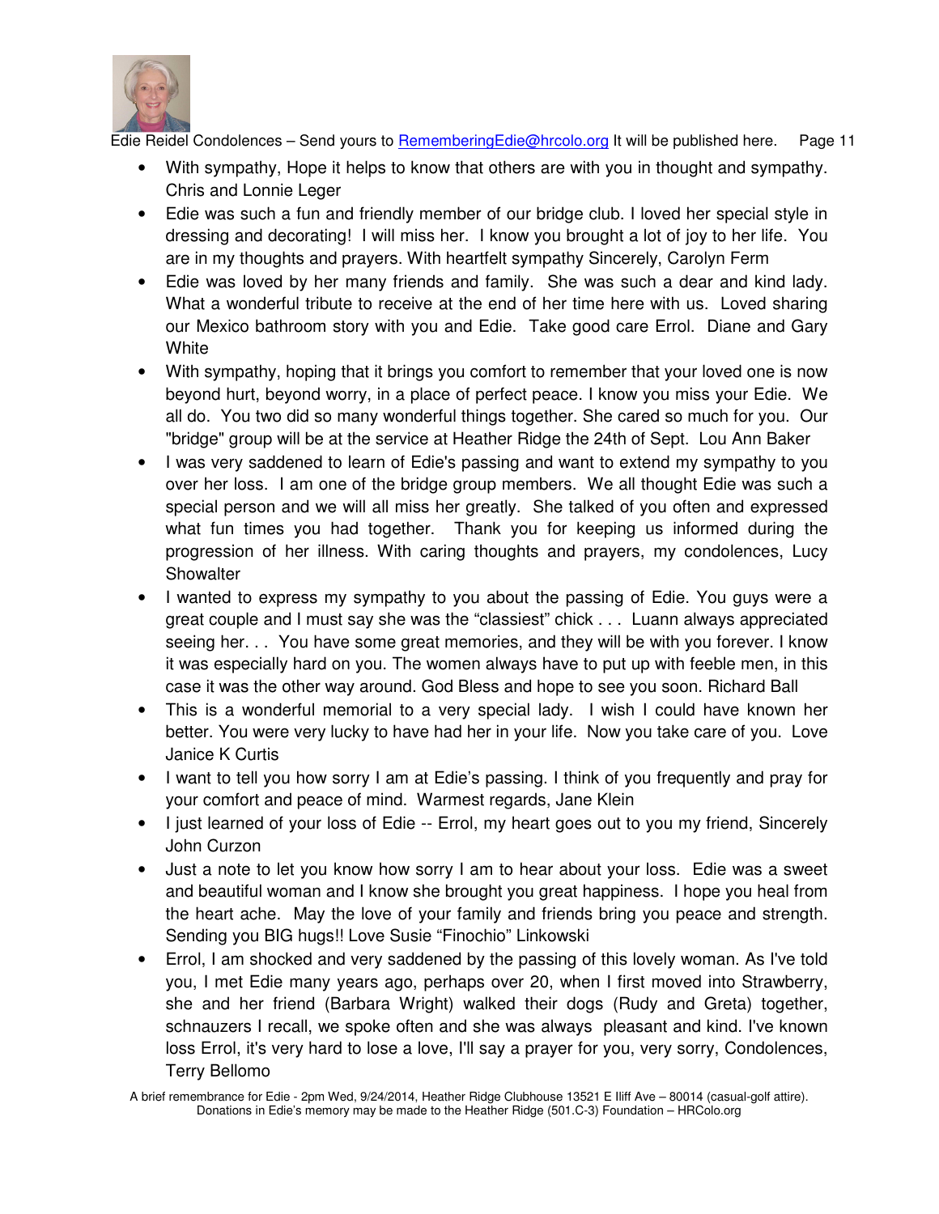- With sympathy, Hope it helps to know that others are with you in thought and sympathy. Chris and Lonnie Leger
- Edie was such a fun and friendly member of our bridge club. I loved her special style in dressing and decorating! I will miss her. I know you brought a lot of joy to her life. You are in my thoughts and prayers. With heartfelt sympathy Sincerely, Carolyn Ferm
- Edie was loved by her many friends and family. She was such a dear and kind lady. What a wonderful tribute to receive at the end of her time here with us. Loved sharing our Mexico bathroom story with you and Edie. Take good care Errol. Diane and Gary White
- With sympathy, hoping that it brings you comfort to remember that your loved one is now beyond hurt, beyond worry, in a place of perfect peace. I know you miss your Edie. We all do. You two did so many wonderful things together. She cared so much for you. Our "bridge" group will be at the service at Heather Ridge the 24th of Sept. Lou Ann Baker
- I was very saddened to learn of Edie's passing and want to extend my sympathy to you over her loss. I am one of the bridge group members. We all thought Edie was such a special person and we will all miss her greatly. She talked of you often and expressed what fun times you had together. Thank you for keeping us informed during the progression of her illness. With caring thoughts and prayers, my condolences, Lucy Showalter
- I wanted to express my sympathy to you about the passing of Edie. You guys were a great couple and I must say she was the "classiest" chick . . . Luann always appreciated seeing her. . . You have some great memories, and they will be with you forever. I know it was especially hard on you. The women always have to put up with feeble men, in this case it was the other way around. God Bless and hope to see you soon. Richard Ball
- This is a wonderful memorial to a very special lady. I wish I could have known her better. You were very lucky to have had her in your life. Now you take care of you. Love Janice K Curtis
- I want to tell you how sorry I am at Edie's passing. I think of you frequently and pray for your comfort and peace of mind. Warmest regards, Jane Klein
- I just learned of your loss of Edie -- Errol, my heart goes out to you my friend, Sincerely John Curzon
- Just a note to let you know how sorry I am to hear about your loss. Edie was a sweet and beautiful woman and I know she brought you great happiness. I hope you heal from the heart ache. May the love of your family and friends bring you peace and strength. Sending you BIG hugs!! Love Susie "Finochio" Linkowski
- Errol, I am shocked and very saddened by the passing of this lovely woman. As I've told you, I met Edie many years ago, perhaps over 20, when I first moved into Strawberry, she and her friend (Barbara Wright) walked their dogs (Rudy and Greta) together, schnauzers I recall, we spoke often and she was always pleasant and kind. I've known loss Errol, it's very hard to lose a love, I'll say a prayer for you, very sorry, Condolences, Terry Bellomo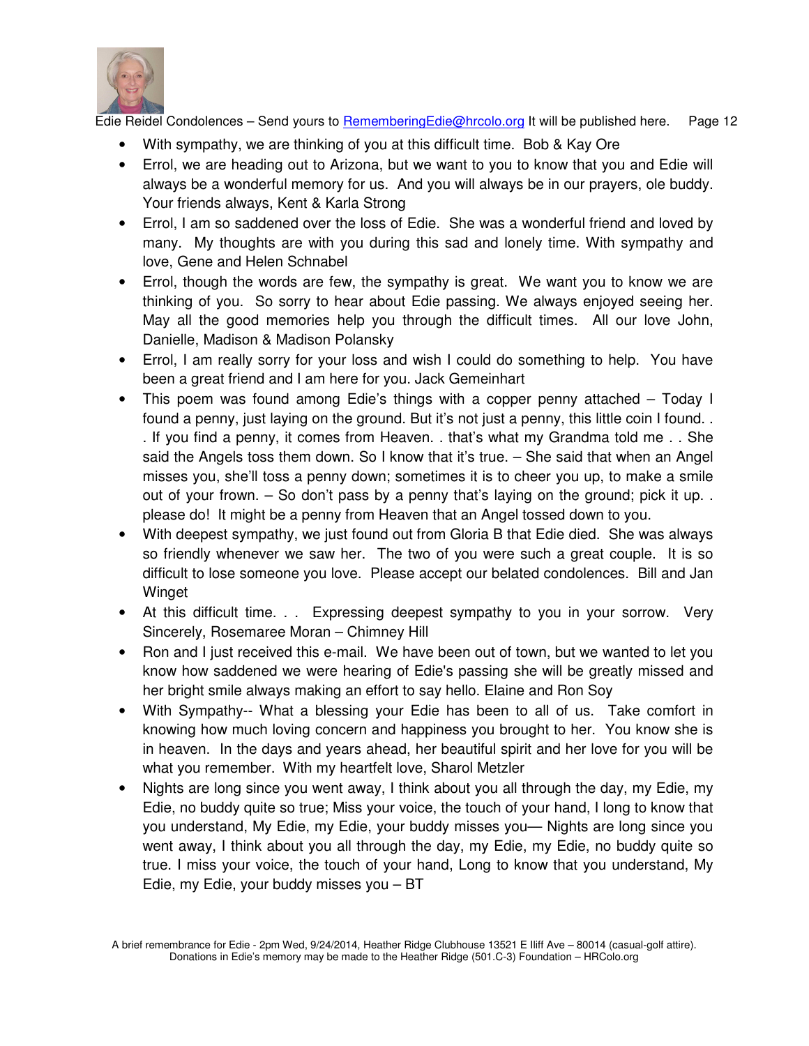- With sympathy, we are thinking of you at this difficult time. Bob & Kay Ore
- Errol, we are heading out to Arizona, but we want to you to know that you and Edie will always be a wonderful memory for us. And you will always be in our prayers, ole buddy. Your friends always, Kent & Karla Strong
- Errol, I am so saddened over the loss of Edie. She was a wonderful friend and loved by many. My thoughts are with you during this sad and lonely time. With sympathy and love, Gene and Helen Schnabel
- Errol, though the words are few, the sympathy is great. We want you to know we are thinking of you. So sorry to hear about Edie passing. We always enjoyed seeing her. May all the good memories help you through the difficult times. All our love John, Danielle, Madison & Madison Polansky
- Errol, I am really sorry for your loss and wish I could do something to help. You have been a great friend and I am here for you. Jack Gemeinhart
- This poem was found among Edie's things with a copper penny attached – Today I found a penny, just laying on the ground. But it's not just a penny, this little coin I found. . . If you find a penny, it comes from Heaven. . that's what my Grandma told me . . She said the Angels toss them down. So I know that it's true. – She said that when an Angel misses you, she'll toss a penny down; sometimes it is to cheer you up, to make a smile out of your frown. – So don't pass by a penny that's laying on the ground; pick it up. . please do! It might be a penny from Heaven that an Angel tossed down to you.
- With deepest sympathy, we just found out from Gloria B that Edie died. She was always so friendly whenever we saw her. The two of you were such a great couple. It is so difficult to lose someone you love. Please accept our belated condolences. Bill and Jan Winget
- At this difficult time. . . Expressing deepest sympathy to you in your sorrow. Very Sincerely, Rosemaree Moran – Chimney Hill
- Ron and I just received this e-mail. We have been out of town, but we wanted to let you know how saddened we were hearing of Edie's passing she will be greatly missed and her bright smile always making an effort to say hello. Elaine and Ron Soy
- With Sympathy-- What a blessing your Edie has been to all of us. Take comfort in knowing how much loving concern and happiness you brought to her. You know she is in heaven. In the days and years ahead, her beautiful spirit and her love for you will be what you remember. With my heartfelt love, Sharol Metzler
- Nights are long since you went away, I think about you all through the day, my Edie, my Edie, no buddy quite so true; Miss your voice, the touch of your hand, I long to know that you understand, My Edie, my Edie, your buddy misses you— Nights are long since you went away, I think about you all through the day, my Edie, my Edie, no buddy quite so true. I miss your voice, the touch of your hand, Long to know that you understand, My Edie, my Edie, your buddy misses you – BT

A brief remembrance for Edie - 2pm Wed, 9/24/2014, Heather Ridge Clubhouse 13521 E Iliff Ave – 80014 (casual-golf attire). Donations in Edie's memory may be made to the Heather Ridge (501.C-3) Foundation – HRColo.org